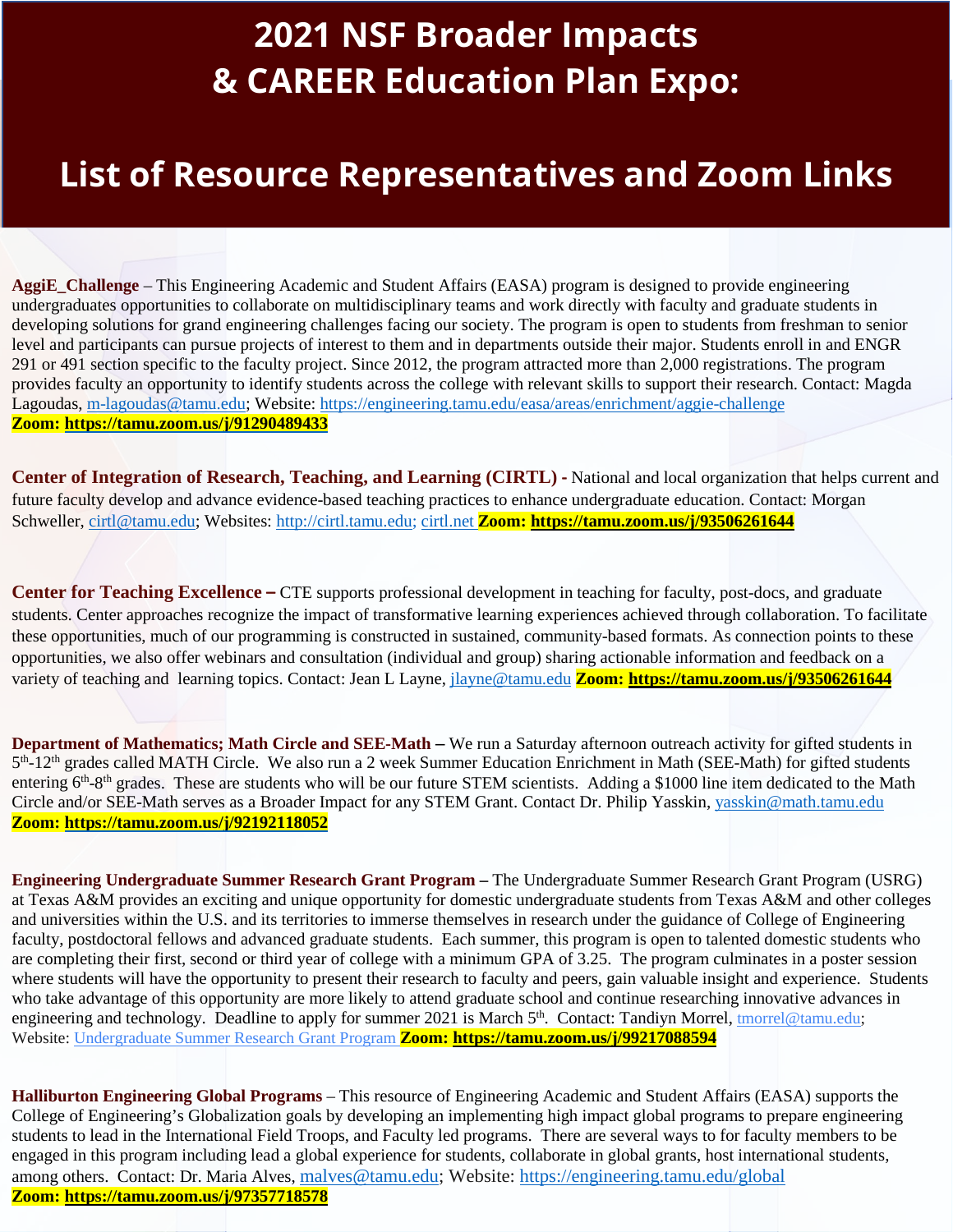# 2021 NSF Broader Impacts & CAREER Education Plan Expo:

# List of Resource Representatives and Zoom Links

**AggiE_Challenge** – This Engineering Academic and Student Affairs (EASA) program is designed to provide engineering undergraduates opportunities to collaborate on multidisciplinary teams and work directly with faculty and graduate students in developing solutions for grand engineering challenges facing our society. The program is open to students from freshman to senior level and participants can pursue projects of interest to them and in departments outside their major. Students enroll in and ENGR 291 or 491 section specific to the faculty project. Since 2012, the program attracted more than 2,000 registrations. The program provides faculty an opportunity to identify students across the college with relevant skills to support their research. Contact: Magda Lagoudas, m-lagoudas@tamu.edu; Website: https://engineering.tamu.edu/easa/areas/enrichment/aggie-challenge
**Zoom: https://tamu.zoom.us/j/91290489433**

**Center of Integration of Research, Teaching, and Learning (CIRTL) -** National and local organization that helps current and future faculty develop and advance evidence-based teaching practices to enhance undergraduate education. Contact: Morgan Schweller, cirtl@tamu.edu; Websites: http://cirtl.tamu.edu; cirtl.net **Zoom: https://tamu.zoom.us/j/93506261644**

**Center for Teaching Excellence –** CTE supports professional development in teaching for faculty, post-docs, and graduate students. Center approaches recognize the impact of transformative learning experiences achieved through collaboration. To facilitate these opportunities, much of our programming is constructed in sustained, community-based formats. As connection points to these opportunities, we also offer webinars and consultation (individual and group) sharing actionable information and feedback on a variety of teaching and learning topics. Contact: Jean L Layne, jlayne@tamu.edu **Zoom: https://tamu.zoom.us/j/93506261644**

**Department of Mathematics; Math Circle and SEE-Math –** We run a Saturday afternoon outreach activity for gifted students in 5th-12th grades called MATH Circle. We also run a 2 week Summer Education Enrichment in Math (SEE-Math) for gifted students entering 6th-8th grades. These are students who will be our future STEM scientists. Adding a $1000 line item dedicated to the Math Circle and/or SEE-Math serves as a Broader Impact for any STEM Grant. Contact Dr. Philip Yasskin, yasskin@math.tamu.edu
**Zoom: https://tamu.zoom.us/j/92192118052**

**Engineering Undergraduate Summer Research Grant Program –** The Undergraduate Summer Research Grant Program (USRG) at Texas A&M provides an exciting and unique opportunity for domestic undergraduate students from Texas A&M and other colleges and universities within the U.S. and its territories to immerse themselves in research under the guidance of College of Engineering faculty, postdoctoral fellows and advanced graduate students. Each summer, this program is open to talented domestic students who are completing their first, second or third year of college with a minimum GPA of 3.25. The program culminates in a poster session where students will have the opportunity to present their research to faculty and peers, gain valuable insight and experience. Students who take advantage of this opportunity are more likely to attend graduate school and continue researching innovative advances in engineering and technology. Deadline to apply for summer 2021 is March 5th. Contact: Tandiyn Morrel, tmorrel@tamu.edu; Website: Undergraduate Summer Research Grant Program **Zoom: https://tamu.zoom.us/j/99217088594**

**Halliburton Engineering Global Programs** – This resource of Engineering Academic and Student Affairs (EASA) supports the College of Engineering's Globalization goals by developing an implementing high impact global programs to prepare engineering students to lead in the International Field Troops, and Faculty led programs. There are several ways to for faculty members to be engaged in this program including lead a global experience for students, collaborate in global grants, host international students, among others. Contact: Dr. Maria Alves, malves@tamu.edu; Website: https://engineering.tamu.edu/global
**Zoom: https://tamu.zoom.us/j/97357718578**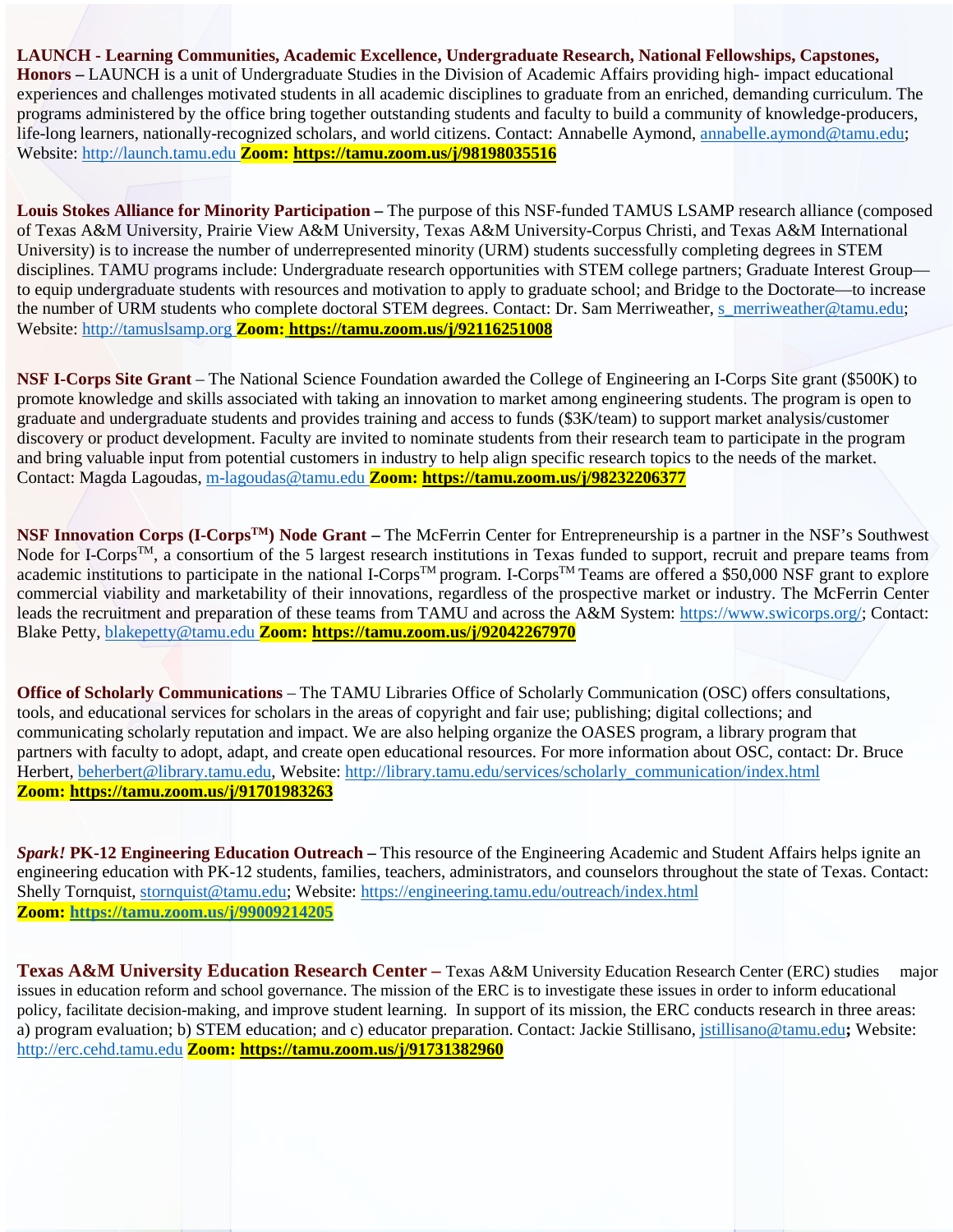**LAUNCH - Learning Communities, Academic Excellence, Undergraduate Research, National Fellowships, Capstones, Honors –** LAUNCH is a unit of Undergraduate Studies in the Division of Academic Affairs providing high- impact educational experiences and challenges motivated students in all academic disciplines to graduate from an enriched, demanding curriculum. The programs administered by the office bring together outstanding students and faculty to build a community of knowledge-producers, life-long learners, nationally-recognized scholars, and world citizens. Contact: Annabelle Aymond, annabelle.aymond@tamu.edu; Website: http://launch.tamu.edu **Zoom: https://tamu.zoom.us/j/98198035516**

**Louis Stokes Alliance for Minority Participation –** The purpose of this NSF-funded TAMUS LSAMP research alliance (composed of Texas A&M University, Prairie View A&M University, Texas A&M University-Corpus Christi, and Texas A&M International University) is to increase the number of underrepresented minority (URM) students successfully completing degrees in STEM disciplines. TAMU programs include: Undergraduate research opportunities with STEM college partners; Graduate Interest Group—to equip undergraduate students with resources and motivation to apply to graduate school; and Bridge to the Doctorate—to increase the number of URM students who complete doctoral STEM degrees. Contact: Dr. Sam Merriweather, s_merriweather@tamu.edu; Website: http://tamuslsamp.org **Zoom: https://tamu.zoom.us/j/92116251008**

**NSF I-Corps Site Grant** – The National Science Foundation awarded the College of Engineering an I-Corps Site grant ($500K) to promote knowledge and skills associated with taking an innovation to market among engineering students. The program is open to graduate and undergraduate students and provides training and access to funds ($3K/team) to support market analysis/customer discovery or product development. Faculty are invited to nominate students from their research team to participate in the program and bring valuable input from potential customers in industry to help align specific research topics to the needs of the market. Contact: Magda Lagoudas, m-lagoudas@tamu.edu **Zoom: https://tamu.zoom.us/j/98232206377**

**NSF Innovation Corps (I-Corps™) Node Grant –** The McFerrin Center for Entrepreneurship is a partner in the NSF's Southwest Node for I-Corps™, a consortium of the 5 largest research institutions in Texas funded to support, recruit and prepare teams from academic institutions to participate in the national I-Corps™ program. I-Corps™ Teams are offered a $50,000 NSF grant to explore commercial viability and marketability of their innovations, regardless of the prospective market or industry. The McFerrin Center leads the recruitment and preparation of these teams from TAMU and across the A&M System: https://www.swicorps.org/; Contact: Blake Petty, blakepetty@tamu.edu **Zoom: https://tamu.zoom.us/j/92042267970**

**Office of Scholarly Communications** – The TAMU Libraries Office of Scholarly Communication (OSC) offers consultations, tools, and educational services for scholars in the areas of copyright and fair use; publishing; digital collections; and communicating scholarly reputation and impact. We are also helping organize the OASES program, a library program that partners with faculty to adopt, adapt, and create open educational resources. For more information about OSC, contact: Dr. Bruce Herbert, beherbert@library.tamu.edu, Website: http://library.tamu.edu/services/scholarly_communication/index.html **Zoom: https://tamu.zoom.us/j/91701983263**

***Spark!* PK-12 Engineering Education Outreach –** This resource of the Engineering Academic and Student Affairs helps ignite an engineering education with PK-12 students, families, teachers, administrators, and counselors throughout the state of Texas. Contact: Shelly Tornquist, stornquist@tamu.edu; Website: https://engineering.tamu.edu/outreach/index.html **Zoom: https://tamu.zoom.us/j/99009214205**

**Texas A&M University Education Research Center –** Texas A&M University Education Research Center (ERC) studies major issues in education reform and school governance. The mission of the ERC is to investigate these issues in order to inform educational policy, facilitate decision-making, and improve student learning. In support of its mission, the ERC conducts research in three areas: a) program evaluation; b) STEM education; and c) educator preparation. Contact: Jackie Stillisano, jstillisano@tamu.edu; Website: http://erc.cehd.tamu.edu **Zoom: https://tamu.zoom.us/j/91731382960**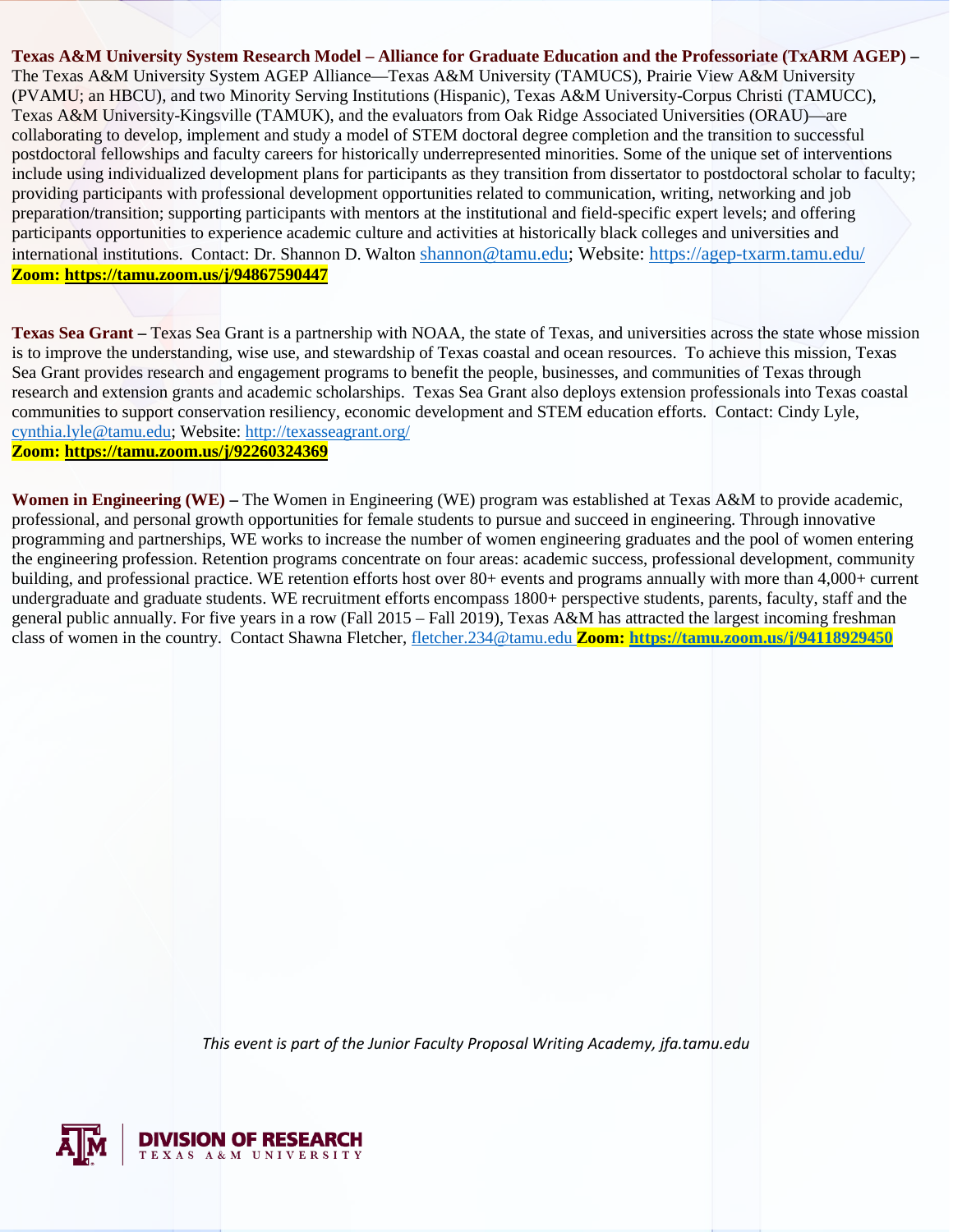**Texas A&M University System Research Model – Alliance for Graduate Education and the Professoriate (TxARM AGEP) –** The Texas A&M University System AGEP Alliance—Texas A&M University (TAMUCS), Prairie View A&M University (PVAMU; an HBCU), and two Minority Serving Institutions (Hispanic), Texas A&M University-Corpus Christi (TAMUCC), Texas A&M University-Kingsville (TAMUK), and the evaluators from Oak Ridge Associated Universities (ORAU)—are collaborating to develop, implement and study a model of STEM doctoral degree completion and the transition to successful postdoctoral fellowships and faculty careers for historically underrepresented minorities. Some of the unique set of interventions include using individualized development plans for participants as they transition from dissertator to postdoctoral scholar to faculty; providing participants with professional development opportunities related to communication, writing, networking and job preparation/transition; supporting participants with mentors at the institutional and field-specific expert levels; and offering participants opportunities to experience academic culture and activities at historically black colleges and universities and international institutions. Contact: Dr. Shannon D. Walton shannon@tamu.edu; Website: https://agep-txarm.tamu.edu/
**Zoom: https://tamu.zoom.us/j/94867590447**

**Texas Sea Grant –** Texas Sea Grant is a partnership with NOAA, the state of Texas, and universities across the state whose mission is to improve the understanding, wise use, and stewardship of Texas coastal and ocean resources. To achieve this mission, Texas Sea Grant provides research and engagement programs to benefit the people, businesses, and communities of Texas through research and extension grants and academic scholarships. Texas Sea Grant also deploys extension professionals into Texas coastal communities to support conservation resiliency, economic development and STEM education efforts. Contact: Cindy Lyle, cynthia.lyle@tamu.edu; Website: http://texasseagrant.org/
**Zoom: https://tamu.zoom.us/j/92260324369**

**Women in Engineering (WE) –** The Women in Engineering (WE) program was established at Texas A&M to provide academic, professional, and personal growth opportunities for female students to pursue and succeed in engineering. Through innovative programming and partnerships, WE works to increase the number of women engineering graduates and the pool of women entering the engineering profession. Retention programs concentrate on four areas: academic success, professional development, community building, and professional practice. WE retention efforts host over 80+ events and programs annually with more than 4,000+ current undergraduate and graduate students. WE recruitment efforts encompass 1800+ perspective students, parents, faculty, staff and the general public annually. For five years in a row (Fall 2015 – Fall 2019), Texas A&M has attracted the largest incoming freshman class of women in the country. Contact Shawna Fletcher, fletcher.234@tamu.edu **Zoom: https://tamu.zoom.us/j/94118929450**

*This event is part of the Junior Faculty Proposal Writing Academy, jfa.tamu.edu*

DIVISION OF RESEARCH
TEXAS A&M UNIVERSITY